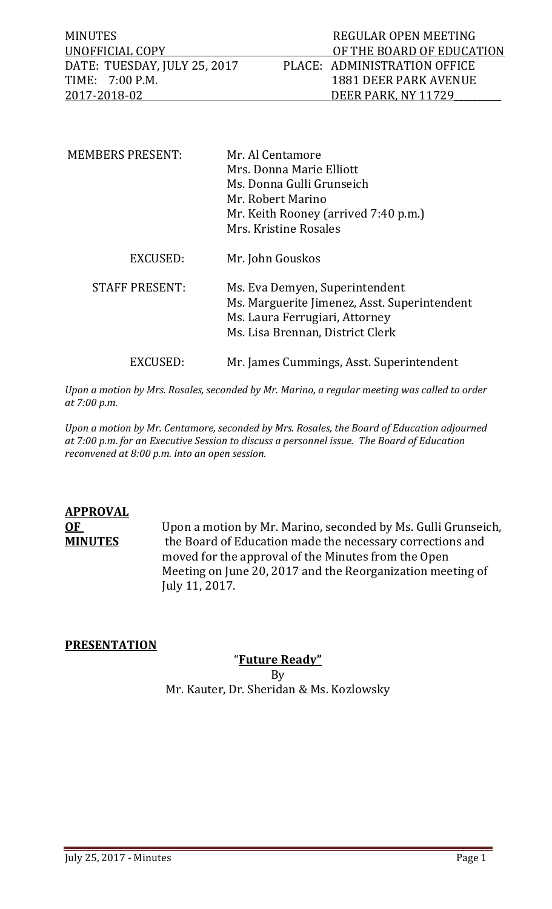| MINUTES | REGULAR OPEN MEETING |
|---|---|
| UNOFFICIAL COPY | OF THE BOARD OF EDUCATION |
| DATE: TUESDAY, JULY 25, 2017 | PLACE: ADMINISTRATION OFFICE |
| TIME: 7:00 P.M. | 1881 DEER PARK AVENUE |
| 2017-2018-02 | DEER PARK, NY 11729 |

| | |
|---|---|
| MEMBERS PRESENT: | Mr. Al Centamore<br>Mrs. Donna Marie Elliott<br>Ms. Donna Gulli Grunseich<br>Mr. Robert Marino<br>Mr. Keith Rooney (arrived 7:40 p.m.)<br>Mrs. Kristine Rosales |
| EXCUSED: | Mr. John Gouskos |
| STAFF PRESENT: | Ms. Eva Demyen, Superintendent<br>Ms. Marguerite Jimenez, Asst. Superintendent<br>Ms. Laura Ferrugiari, Attorney<br>Ms. Lisa Brennan, District Clerk |
| EXCUSED: | Mr. James Cummings, Asst. Superintendent |

*Upon a motion by Mrs. Rosales, seconded by Mr. Marino, a regular meeting was called to order at 7:00 p.m.*

*Upon a motion by Mr. Centamore, seconded by Mrs. Rosales, the Board of Education adjourned at 7:00 p.m. for an Executive Session to discuss a personnel issue. The Board of Education reconvened at 8:00 p.m. into an open session.*

**APPROVAL OF MINUTES**

Upon a motion by Mr. Marino, seconded by Ms. Gulli Grunseich, the Board of Education made the necessary corrections and moved for the approval of the Minutes from the Open Meeting on June 20, 2017 and the Reorganization meeting of July 11, 2017.

**PRESENTATION**

"**Future Ready"**

By

Mr. Kauter, Dr. Sheridan & Ms. Kozlowsky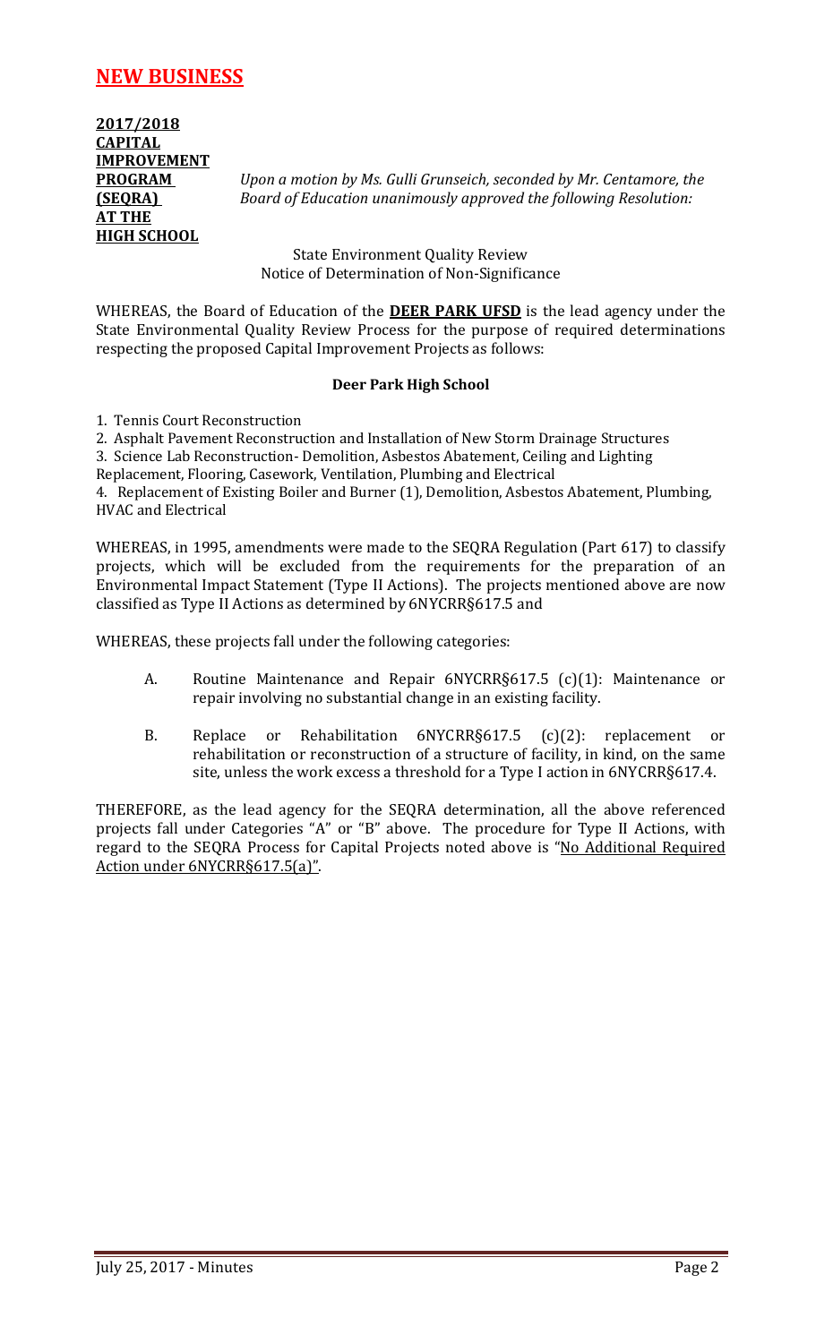## **NEW BUSINESS**

**2017/2018 CAPITAL IMPROVEMENT PROGRAM (SEQRA) AT THE HIGH SCHOOL**

*Upon a motion by Ms. Gulli Grunseich, seconded by Mr. Centamore, the Board of Education unanimously approved the following Resolution:*

State Environment Quality Review
Notice of Determination of Non-Significance

WHEREAS, the Board of Education of the **DEER PARK UFSD** is the lead agency under the State Environmental Quality Review Process for the purpose of required determinations respecting the proposed Capital Improvement Projects as follows:

**Deer Park High School**

1. Tennis Court Reconstruction
2. Asphalt Pavement Reconstruction and Installation of New Storm Drainage Structures
3. Science Lab Reconstruction- Demolition, Asbestos Abatement, Ceiling and Lighting Replacement, Flooring, Casework, Ventilation, Plumbing and Electrical
4. Replacement of Existing Boiler and Burner (1), Demolition, Asbestos Abatement, Plumbing, HVAC and Electrical

WHEREAS, in 1995, amendments were made to the SEQRA Regulation (Part 617) to classify projects, which will be excluded from the requirements for the preparation of an Environmental Impact Statement (Type II Actions). The projects mentioned above are now classified as Type II Actions as determined by 6NYCRR§617.5 and

WHEREAS, these projects fall under the following categories:

A. Routine Maintenance and Repair 6NYCRR§617.5 (c)(1): Maintenance or repair involving no substantial change in an existing facility.

B. Replace or Rehabilitation 6NYCRR§617.5 (c)(2): replacement or rehabilitation or reconstruction of a structure of facility, in kind, on the same site, unless the work excess a threshold for a Type I action in 6NYCRR§617.4.

THEREFORE, as the lead agency for the SEQRA determination, all the above referenced projects fall under Categories "A" or "B" above. The procedure for Type II Actions, with regard to the SEQRA Process for Capital Projects noted above is "No Additional Required Action under 6NYCRR§617.5(a)".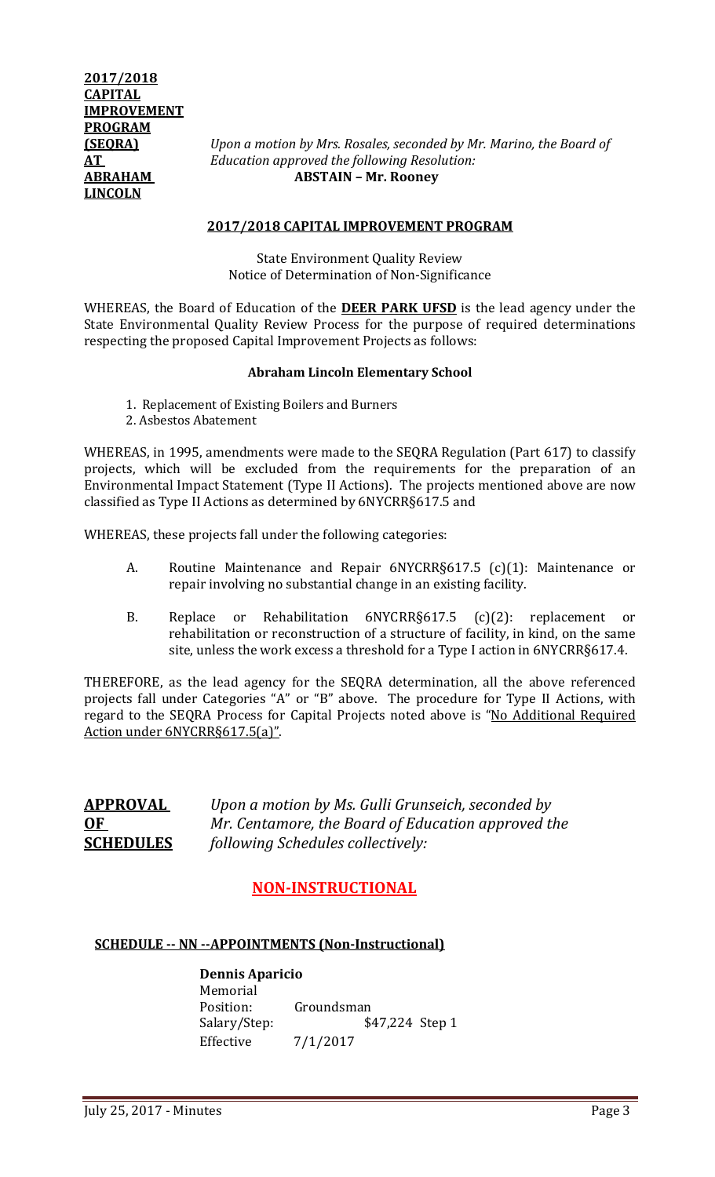**2017/2018 CAPITAL IMPROVEMENT PROGRAM (SEQRA) AT ABRAHAM LINCOLN**

*Upon a motion by Mrs. Rosales, seconded by Mr. Marino, the Board of Education approved the following Resolution:*

**ABSTAIN – Mr. Rooney**

## 2017/2018 CAPITAL IMPROVEMENT PROGRAM

State Environment Quality Review
Notice of Determination of Non-Significance

WHEREAS, the Board of Education of the **DEER PARK UFSD** is the lead agency under the State Environmental Quality Review Process for the purpose of required determinations respecting the proposed Capital Improvement Projects as follows:

**Abraham Lincoln Elementary School**

1. Replacement of Existing Boilers and Burners
2. Asbestos Abatement

WHEREAS, in 1995, amendments were made to the SEQRA Regulation (Part 617) to classify projects, which will be excluded from the requirements for the preparation of an Environmental Impact Statement (Type II Actions). The projects mentioned above are now classified as Type II Actions as determined by 6NYCRR§617.5 and

WHEREAS, these projects fall under the following categories:

A. Routine Maintenance and Repair 6NYCRR§617.5 (c)(1): Maintenance or repair involving no substantial change in an existing facility.

B. Replace or Rehabilitation 6NYCRR§617.5 (c)(2): replacement or rehabilitation or reconstruction of a structure of facility, in kind, on the same site, unless the work excess a threshold for a Type I action in 6NYCRR§617.4.

THEREFORE, as the lead agency for the SEQRA determination, all the above referenced projects fall under Categories "A" or "B" above. The procedure for Type II Actions, with regard to the SEQRA Process for Capital Projects noted above is "No Additional Required Action under 6NYCRR§617.5(a)".

**APPROVAL OF SCHEDULES**

*Upon a motion by Ms. Gulli Grunseich, seconded by Mr. Centamore, the Board of Education approved the following Schedules collectively:*

## NON-INSTRUCTIONAL

### SCHEDULE -- NN --APPOINTMENTS (Non-Instructional)

**Dennis Aparicio**
Memorial
Position: Groundsman
Salary/Step: $47,224 Step 1
Effective 7/1/2017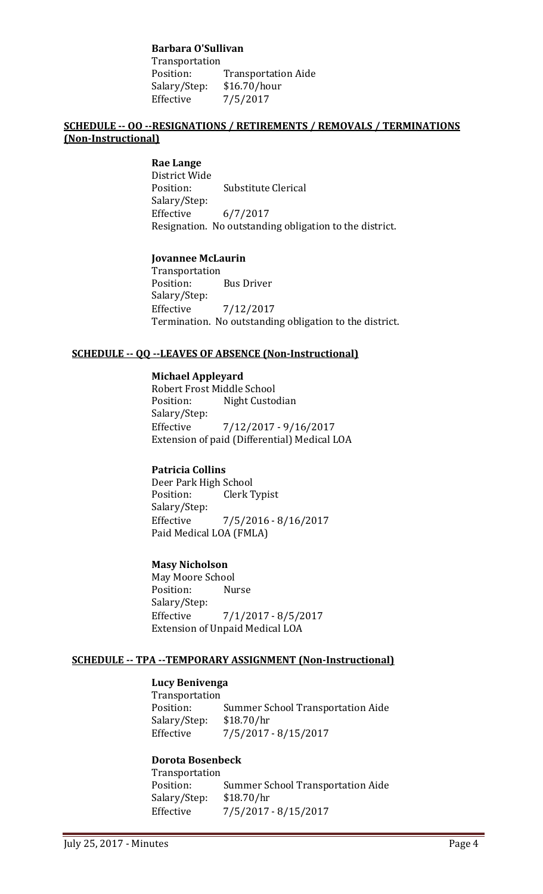**Barbara O'Sullivan**
Transportation
Position: Transportation Aide
Salary/Step: $16.70/hour
Effective 7/5/2017

**SCHEDULE -- OO --RESIGNATIONS / RETIREMENTS / REMOVALS / TERMINATIONS (Non-Instructional)**

**Rae Lange**
District Wide
Position: Substitute Clerical
Salary/Step:
Effective 6/7/2017
Resignation. No outstanding obligation to the district.

**Jovannee McLaurin**
Transportation
Position: Bus Driver
Salary/Step:
Effective 7/12/2017
Termination. No outstanding obligation to the district.

**SCHEDULE -- QQ --LEAVES OF ABSENCE (Non-Instructional)**

**Michael Appleyard**
Robert Frost Middle School
Position: Night Custodian
Salary/Step:
Effective 7/12/2017 - 9/16/2017
Extension of paid (Differential) Medical LOA

**Patricia Collins**
Deer Park High School
Position: Clerk Typist
Salary/Step:
Effective 7/5/2016 - 8/16/2017
Paid Medical LOA (FMLA)

**Masy Nicholson**
May Moore School
Position: Nurse
Salary/Step:
Effective 7/1/2017 - 8/5/2017
Extension of Unpaid Medical LOA

**SCHEDULE -- TPA --TEMPORARY ASSIGNMENT (Non-Instructional)**

**Lucy Benivenga**
Transportation
Position: Summer School Transportation Aide
Salary/Step: $18.70/hr
Effective 7/5/2017 - 8/15/2017

**Dorota Bosenbeck**
Transportation
Position: Summer School Transportation Aide
Salary/Step: $18.70/hr
Effective 7/5/2017 - 8/15/2017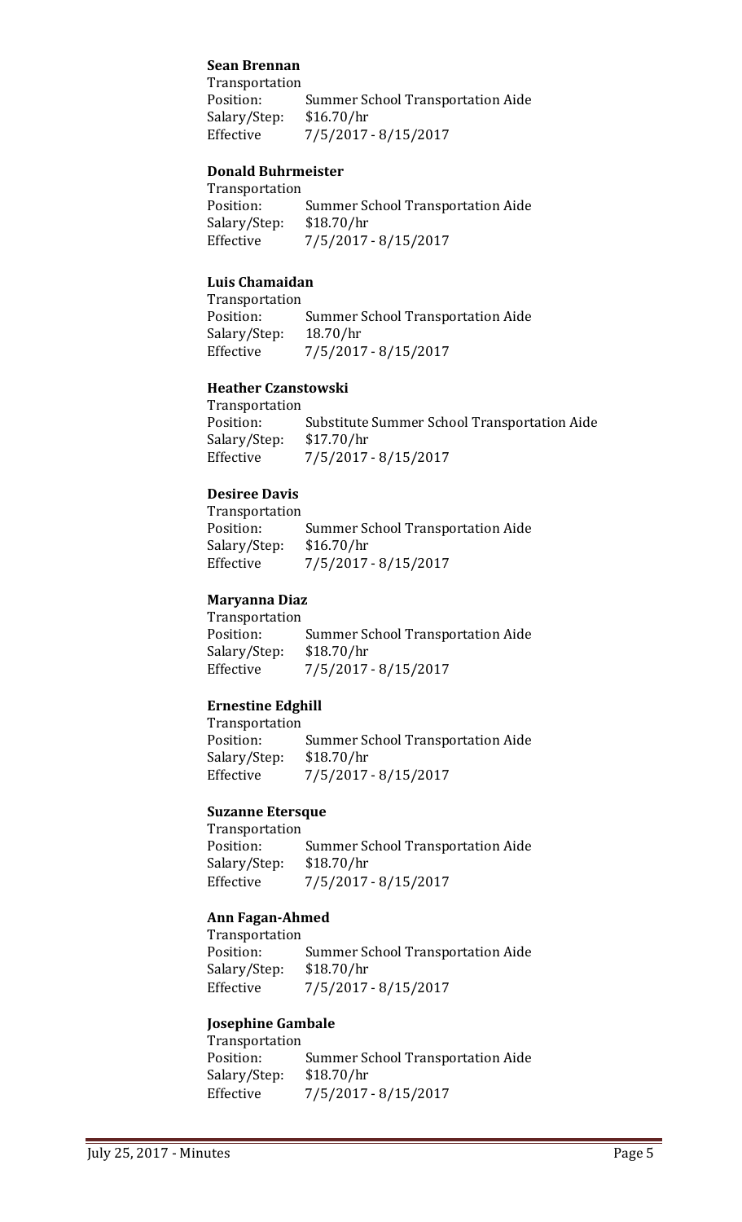**Sean Brennan**
Transportation
Position: Summer School Transportation Aide
Salary/Step: $16.70/hr
Effective 7/5/2017 - 8/15/2017

**Donald Buhrmeister**
Transportation
Position: Summer School Transportation Aide
Salary/Step: $18.70/hr
Effective 7/5/2017 - 8/15/2017

**Luis Chamaidan**
Transportation
Position: Summer School Transportation Aide
Salary/Step: 18.70/hr
Effective 7/5/2017 - 8/15/2017

**Heather Czanstowski**
Transportation
Position: Substitute Summer School Transportation Aide
Salary/Step: $17.70/hr
Effective 7/5/2017 - 8/15/2017

**Desiree Davis**
Transportation
Position: Summer School Transportation Aide
Salary/Step: $16.70/hr
Effective 7/5/2017 - 8/15/2017

**Maryanna Diaz**
Transportation
Position: Summer School Transportation Aide
Salary/Step: $18.70/hr
Effective 7/5/2017 - 8/15/2017

**Ernestine Edghill**
Transportation
Position: Summer School Transportation Aide
Salary/Step: $18.70/hr
Effective 7/5/2017 - 8/15/2017

**Suzanne Etersque**
Transportation
Position: Summer School Transportation Aide
Salary/Step: $18.70/hr
Effective 7/5/2017 - 8/15/2017

**Ann Fagan-Ahmed**
Transportation
Position: Summer School Transportation Aide
Salary/Step: $18.70/hr
Effective 7/5/2017 - 8/15/2017

**Josephine Gambale**
Transportation
Position: Summer School Transportation Aide
Salary/Step: $18.70/hr
Effective 7/5/2017 - 8/15/2017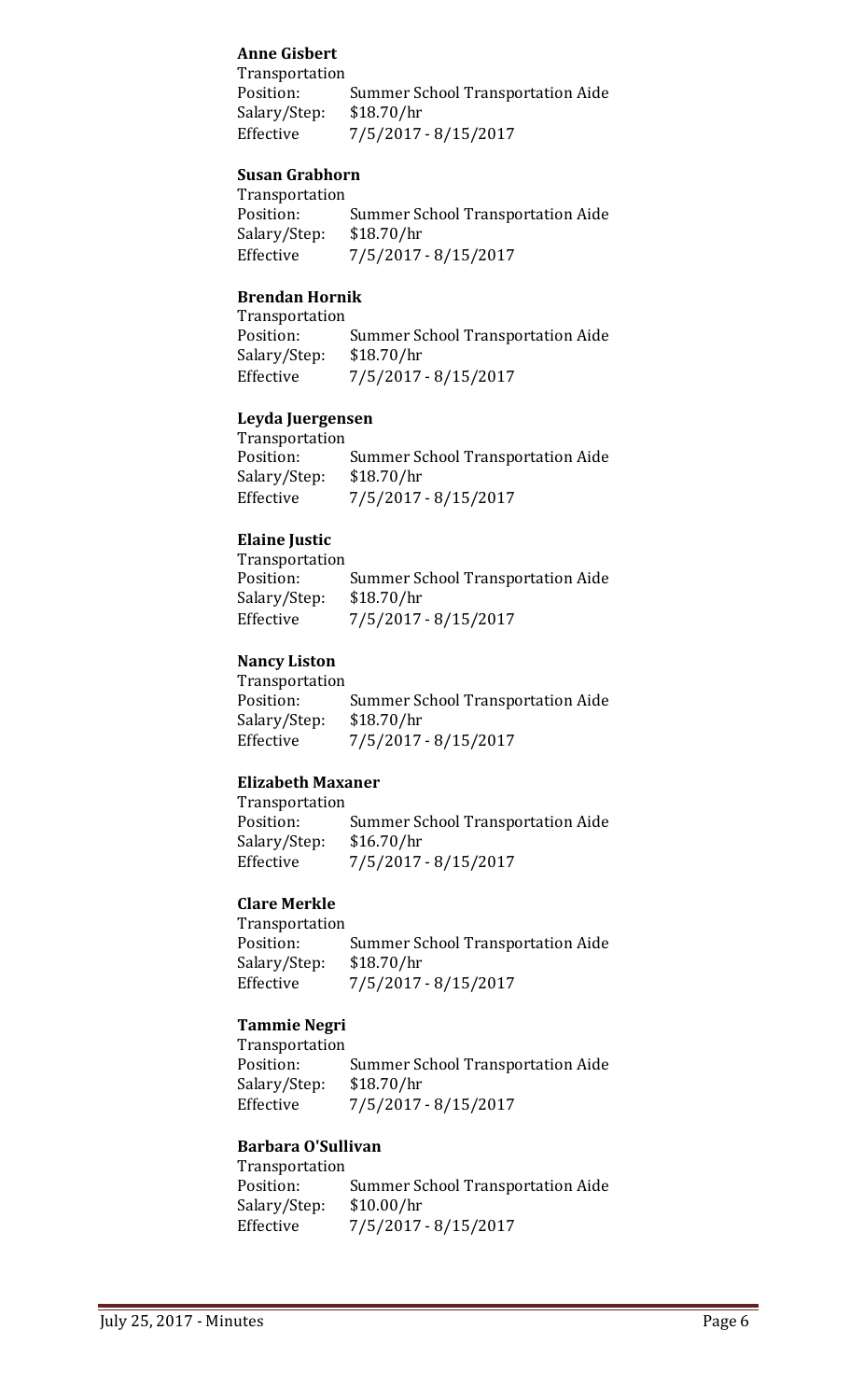**Anne Gisbert**

Transportation
Position: Summer School Transportation Aide
Salary/Step: $18.70/hr
Effective 7/5/2017 - 8/15/2017

**Susan Grabhorn**

Transportation
Position: Summer School Transportation Aide
Salary/Step: $18.70/hr
Effective 7/5/2017 - 8/15/2017

**Brendan Hornik**

Transportation
Position: Summer School Transportation Aide
Salary/Step: $18.70/hr
Effective 7/5/2017 - 8/15/2017

**Leyda Juergensen**

Transportation
Position: Summer School Transportation Aide
Salary/Step: $18.70/hr
Effective 7/5/2017 - 8/15/2017

**Elaine Justic**

Transportation
Position: Summer School Transportation Aide
Salary/Step: $18.70/hr
Effective 7/5/2017 - 8/15/2017

**Nancy Liston**

Transportation
Position: Summer School Transportation Aide
Salary/Step: $18.70/hr
Effective 7/5/2017 - 8/15/2017

**Elizabeth Maxaner**

Transportation
Position: Summer School Transportation Aide
Salary/Step: $16.70/hr
Effective 7/5/2017 - 8/15/2017

**Clare Merkle**

Transportation
Position: Summer School Transportation Aide
Salary/Step: $18.70/hr
Effective 7/5/2017 - 8/15/2017

**Tammie Negri**

Transportation
Position: Summer School Transportation Aide
Salary/Step: $18.70/hr
Effective 7/5/2017 - 8/15/2017

**Barbara O'Sullivan**

Transportation
Position: Summer School Transportation Aide
Salary/Step: $10.00/hr
Effective 7/5/2017 - 8/15/2017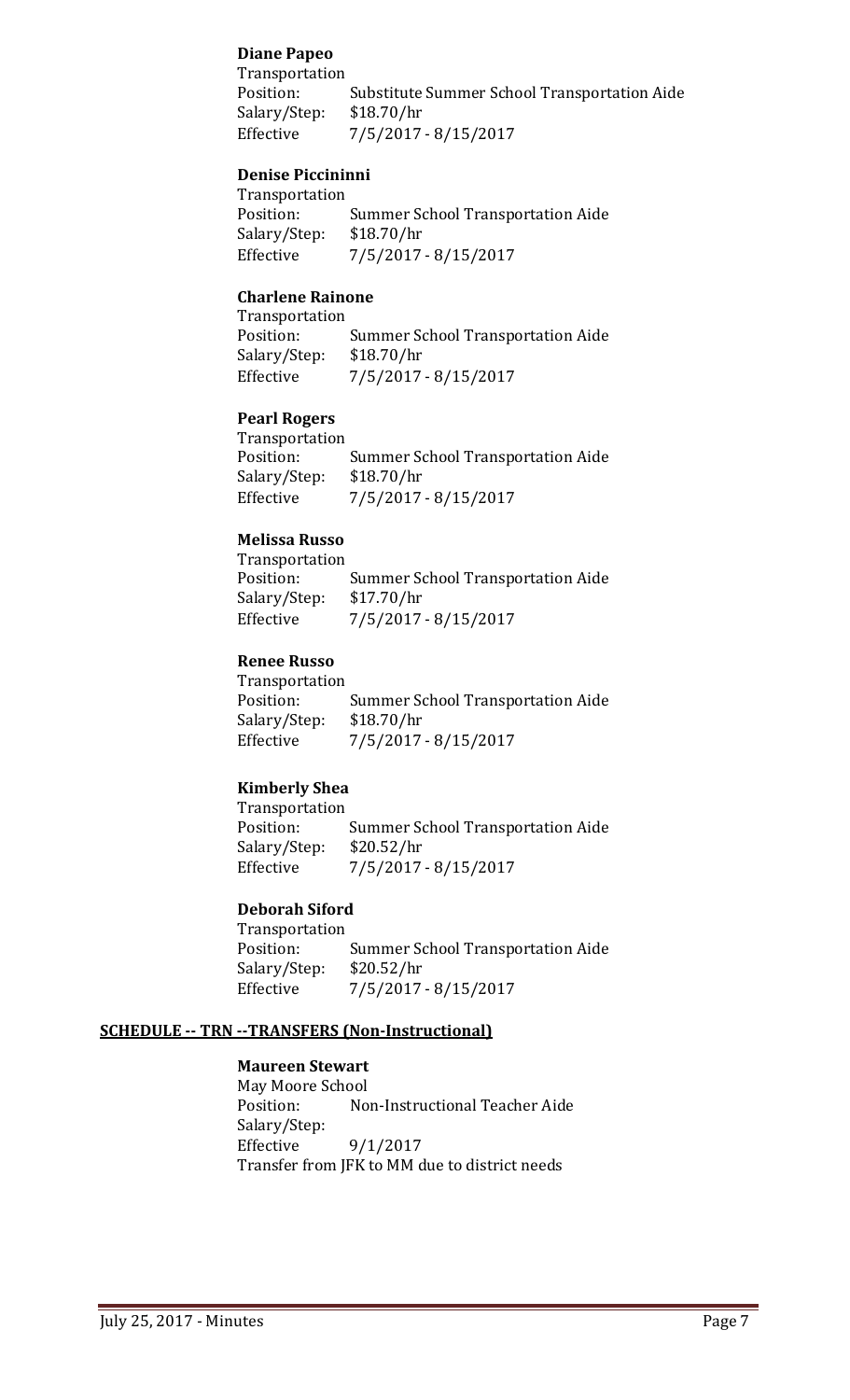**Diane Papeo**
Transportation
Position: Substitute Summer School Transportation Aide
Salary/Step: $18.70/hr
Effective 7/5/2017 - 8/15/2017

**Denise Piccininni**
Transportation
Position: Summer School Transportation Aide
Salary/Step: $18.70/hr
Effective 7/5/2017 - 8/15/2017

**Charlene Rainone**
Transportation
Position: Summer School Transportation Aide
Salary/Step: $18.70/hr
Effective 7/5/2017 - 8/15/2017

**Pearl Rogers**
Transportation
Position: Summer School Transportation Aide
Salary/Step: $18.70/hr
Effective 7/5/2017 - 8/15/2017

**Melissa Russo**
Transportation
Position: Summer School Transportation Aide
Salary/Step: $17.70/hr
Effective 7/5/2017 - 8/15/2017

**Renee Russo**
Transportation
Position: Summer School Transportation Aide
Salary/Step: $18.70/hr
Effective 7/5/2017 - 8/15/2017

**Kimberly Shea**
Transportation
Position: Summer School Transportation Aide
Salary/Step: $20.52/hr
Effective 7/5/2017 - 8/15/2017

**Deborah Siford**
Transportation
Position: Summer School Transportation Aide
Salary/Step: $20.52/hr
Effective 7/5/2017 - 8/15/2017

**SCHEDULE -- TRN --TRANSFERS (Non-Instructional)**

**Maureen Stewart**
May Moore School
Position: Non-Instructional Teacher Aide
Salary/Step:
Effective 9/1/2017
Transfer from JFK to MM due to district needs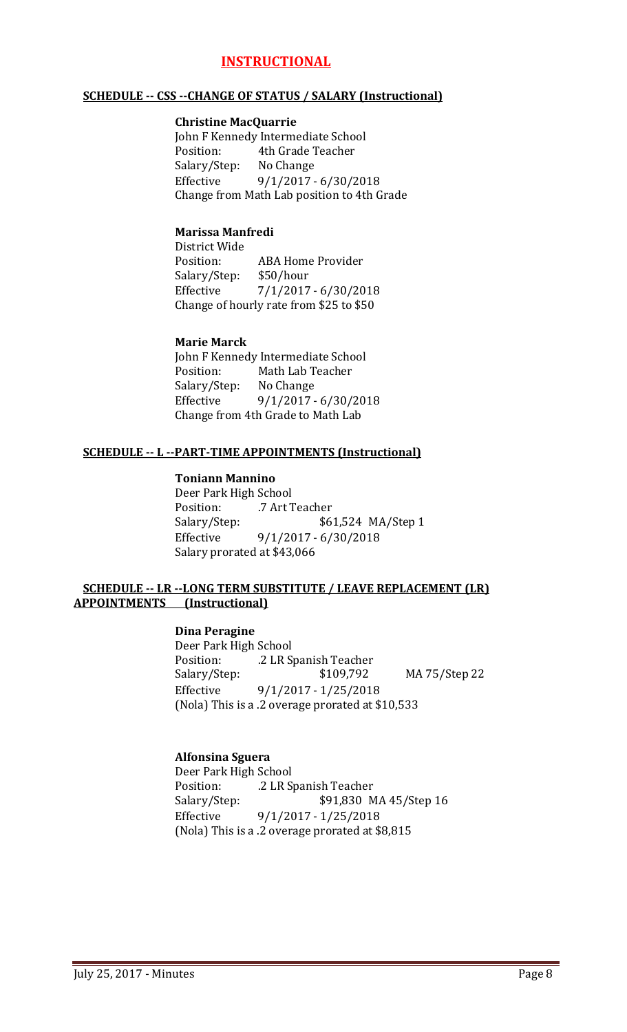# INSTRUCTIONAL

## SCHEDULE -- CSS --CHANGE OF STATUS / SALARY (Instructional)

**Christine MacQuarrie**
John F Kennedy Intermediate School
Position: 4th Grade Teacher
Salary/Step: No Change
Effective 9/1/2017 - 6/30/2018
Change from Math Lab position to 4th Grade

**Marissa Manfredi**
District Wide
Position: ABA Home Provider
Salary/Step: $50/hour
Effective 7/1/2017 - 6/30/2018
Change of hourly rate from $25 to $50

**Marie Marck**
John F Kennedy Intermediate School
Position: Math Lab Teacher
Salary/Step: No Change
Effective 9/1/2017 - 6/30/2018
Change from 4th Grade to Math Lab

## SCHEDULE -- L --PART-TIME APPOINTMENTS (Instructional)

**Toniann Mannino**
Deer Park High School
Position: .7 Art Teacher
Salary/Step: $61,524 MA/Step 1
Effective 9/1/2017 - 6/30/2018
Salary prorated at $43,066

## SCHEDULE -- LR --LONG TERM SUBSTITUTE / LEAVE REPLACEMENT (LR) APPOINTMENTS (Instructional)

**Dina Peragine**
Deer Park High School
Position: .2 LR Spanish Teacher
Salary/Step: $109,792 MA 75/Step 22
Effective 9/1/2017 - 1/25/2018
(Nola) This is a .2 overage prorated at $10,533

**Alfonsina Sguera**
Deer Park High School
Position: .2 LR Spanish Teacher
Salary/Step: $91,830 MA 45/Step 16
Effective 9/1/2017 - 1/25/2018
(Nola) This is a .2 overage prorated at $8,815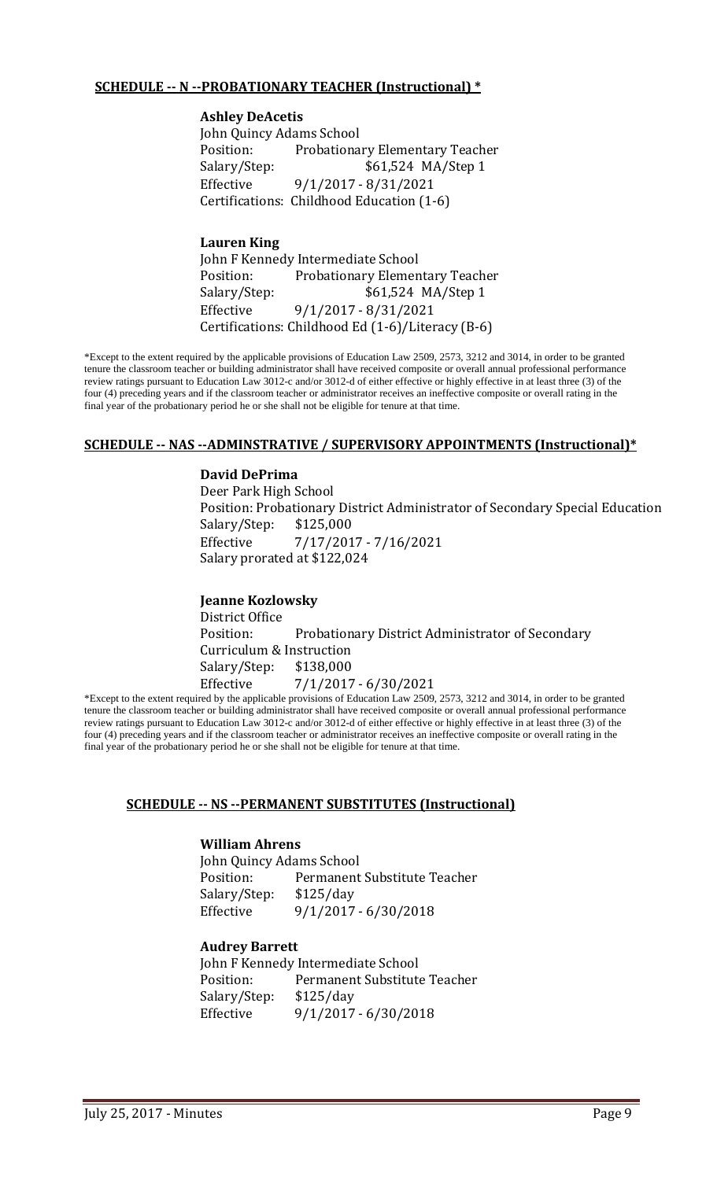**SCHEDULE -- N --PROBATIONARY TEACHER (Instructional) \***

**Ashley DeAcetis**
John Quincy Adams School
Position: Probationary Elementary Teacher
Salary/Step: $61,524 MA/Step 1
Effective 9/1/2017 - 8/31/2021
Certifications: Childhood Education (1-6)

**Lauren King**
John F Kennedy Intermediate School
Position: Probationary Elementary Teacher
Salary/Step: $61,524 MA/Step 1
Effective 9/1/2017 - 8/31/2021
Certifications: Childhood Ed (1-6)/Literacy (B-6)

\*Except to the extent required by the applicable provisions of Education Law 2509, 2573, 3212 and 3014, in order to be granted tenure the classroom teacher or building administrator shall have received composite or overall annual professional performance review ratings pursuant to Education Law 3012-c and/or 3012-d of either effective or highly effective in at least three (3) of the four (4) preceding years and if the classroom teacher or administrator receives an ineffective composite or overall rating in the final year of the probationary period he or she shall not be eligible for tenure at that time.

**SCHEDULE -- NAS --ADMINSTRATIVE / SUPERVISORY APPOINTMENTS (Instructional)\***

**David DePrima**
Deer Park High School
Position: Probationary District Administrator of Secondary Special Education
Salary/Step: $125,000
Effective 7/17/2017 - 7/16/2021
Salary prorated at $122,024

**Jeanne Kozlowsky**
District Office
Position: Probationary District Administrator of Secondary Curriculum & Instruction
Salary/Step: $138,000
Effective 7/1/2017 - 6/30/2021

\*Except to the extent required by the applicable provisions of Education Law 2509, 2573, 3212 and 3014, in order to be granted tenure the classroom teacher or building administrator shall have received composite or overall annual professional performance review ratings pursuant to Education Law 3012-c and/or 3012-d of either effective or highly effective in at least three (3) of the four (4) preceding years and if the classroom teacher or administrator receives an ineffective composite or overall rating in the final year of the probationary period he or she shall not be eligible for tenure at that time.

**SCHEDULE -- NS --PERMANENT SUBSTITUTES (Instructional)**

**William Ahrens**
John Quincy Adams School
Position: Permanent Substitute Teacher
Salary/Step: $125/day
Effective 9/1/2017 - 6/30/2018

**Audrey Barrett**
John F Kennedy Intermediate School
Position: Permanent Substitute Teacher
Salary/Step: $125/day
Effective 9/1/2017 - 6/30/2018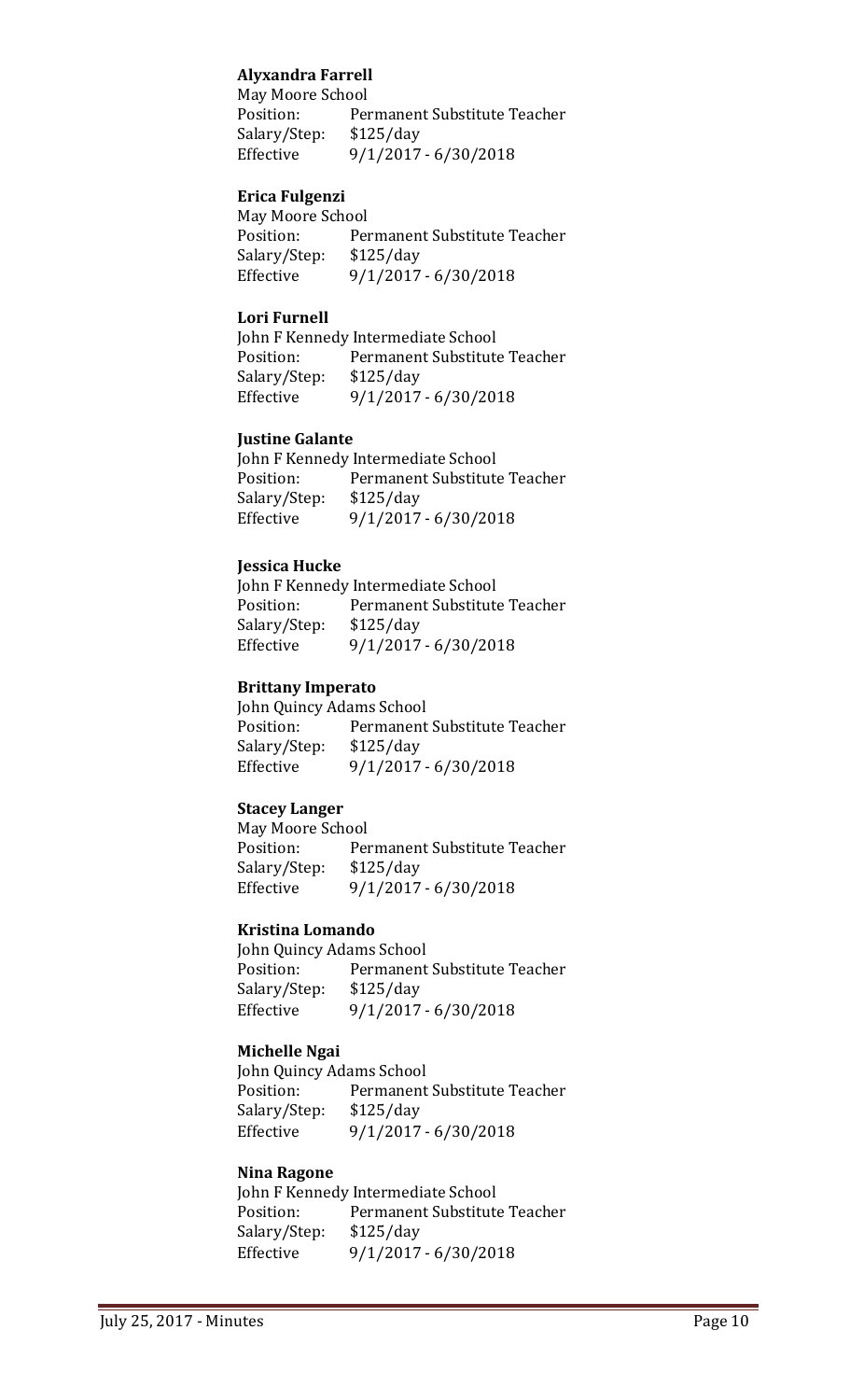**Alyxandra Farrell**
May Moore School
Position: Permanent Substitute Teacher
Salary/Step: $125/day
Effective 9/1/2017 - 6/30/2018

**Erica Fulgenzi**
May Moore School
Position: Permanent Substitute Teacher
Salary/Step: $125/day
Effective 9/1/2017 - 6/30/2018

**Lori Furnell**
John F Kennedy Intermediate School
Position: Permanent Substitute Teacher
Salary/Step: $125/day
Effective 9/1/2017 - 6/30/2018

**Justine Galante**
John F Kennedy Intermediate School
Position: Permanent Substitute Teacher
Salary/Step: $125/day
Effective 9/1/2017 - 6/30/2018

**Jessica Hucke**
John F Kennedy Intermediate School
Position: Permanent Substitute Teacher
Salary/Step: $125/day
Effective 9/1/2017 - 6/30/2018

**Brittany Imperato**
John Quincy Adams School
Position: Permanent Substitute Teacher
Salary/Step: $125/day
Effective 9/1/2017 - 6/30/2018

**Stacey Langer**
May Moore School
Position: Permanent Substitute Teacher
Salary/Step: $125/day
Effective 9/1/2017 - 6/30/2018

**Kristina Lomando**
John Quincy Adams School
Position: Permanent Substitute Teacher
Salary/Step: $125/day
Effective 9/1/2017 - 6/30/2018

**Michelle Ngai**
John Quincy Adams School
Position: Permanent Substitute Teacher
Salary/Step: $125/day
Effective 9/1/2017 - 6/30/2018

**Nina Ragone**
John F Kennedy Intermediate School
Position: Permanent Substitute Teacher
Salary/Step: $125/day
Effective 9/1/2017 - 6/30/2018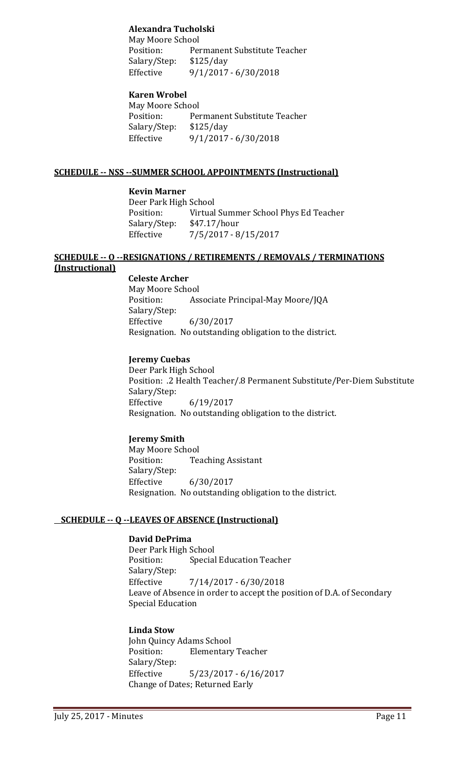**Alexandra Tucholski**
May Moore School
Position: Permanent Substitute Teacher
Salary/Step: $125/day
Effective 9/1/2017 - 6/30/2018

**Karen Wrobel**
May Moore School
Position: Permanent Substitute Teacher
Salary/Step: $125/day
Effective 9/1/2017 - 6/30/2018

## SCHEDULE -- NSS --SUMMER SCHOOL APPOINTMENTS (Instructional)

**Kevin Marner**
Deer Park High School
Position: Virtual Summer School Phys Ed Teacher
Salary/Step: $47.17/hour
Effective 7/5/2017 - 8/15/2017

## SCHEDULE -- O --RESIGNATIONS / RETIREMENTS / REMOVALS / TERMINATIONS (Instructional)

**Celeste Archer**
May Moore School
Position: Associate Principal-May Moore/JQA
Salary/Step:
Effective 6/30/2017
Resignation. No outstanding obligation to the district.

**Jeremy Cuebas**
Deer Park High School
Position: .2 Health Teacher/.8 Permanent Substitute/Per-Diem Substitute
Salary/Step:
Effective 6/19/2017
Resignation. No outstanding obligation to the district.

**Jeremy Smith**
May Moore School
Position: Teaching Assistant
Salary/Step:
Effective 6/30/2017
Resignation. No outstanding obligation to the district.

## SCHEDULE -- Q --LEAVES OF ABSENCE (Instructional)

**David DePrima**
Deer Park High School
Position: Special Education Teacher
Salary/Step:
Effective 7/14/2017 - 6/30/2018
Leave of Absence in order to accept the position of D.A. of Secondary Special Education

**Linda Stow**
John Quincy Adams School
Position: Elementary Teacher
Salary/Step:
Effective 5/23/2017 - 6/16/2017
Change of Dates; Returned Early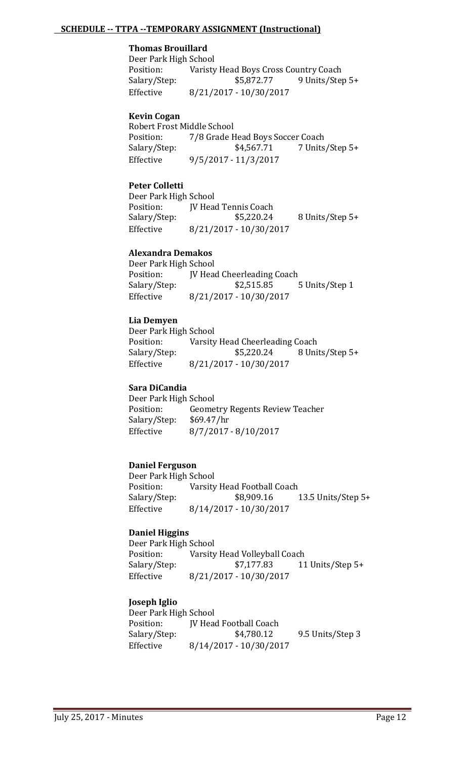**SCHEDULE -- TTPA --TEMPORARY ASSIGNMENT (Instructional)**

**Thomas Brouillard**
Deer Park High School
Position: Varisty Head Boys Cross Country Coach
Salary/Step: $5,872.77 9 Units/Step 5+
Effective 8/21/2017 - 10/30/2017

**Kevin Cogan**
Robert Frost Middle School
Position: 7/8 Grade Head Boys Soccer Coach
Salary/Step: $4,567.71 7 Units/Step 5+
Effective 9/5/2017 - 11/3/2017

**Peter Colletti**
Deer Park High School
Position: JV Head Tennis Coach
Salary/Step: $5,220.24 8 Units/Step 5+
Effective 8/21/2017 - 10/30/2017

**Alexandra Demakos**
Deer Park High School
Position: JV Head Cheerleading Coach
Salary/Step: $2,515.85 5 Units/Step 1
Effective 8/21/2017 - 10/30/2017

**Lia Demyen**
Deer Park High School
Position: Varsity Head Cheerleading Coach
Salary/Step: $5,220.24 8 Units/Step 5+
Effective 8/21/2017 - 10/30/2017

**Sara DiCandia**
Deer Park High School
Position: Geometry Regents Review Teacher
Salary/Step: $69.47/hr
Effective 8/7/2017 - 8/10/2017

**Daniel Ferguson**
Deer Park High School
Position: Varsity Head Football Coach
Salary/Step: $8,909.16 13.5 Units/Step 5+
Effective 8/14/2017 - 10/30/2017

**Daniel Higgins**
Deer Park High School
Position: Varsity Head Volleyball Coach
Salary/Step: $7,177.83 11 Units/Step 5+
Effective 8/21/2017 - 10/30/2017

**Joseph Iglio**
Deer Park High School
Position: JV Head Football Coach
Salary/Step: $4,780.12 9.5 Units/Step 3
Effective 8/14/2017 - 10/30/2017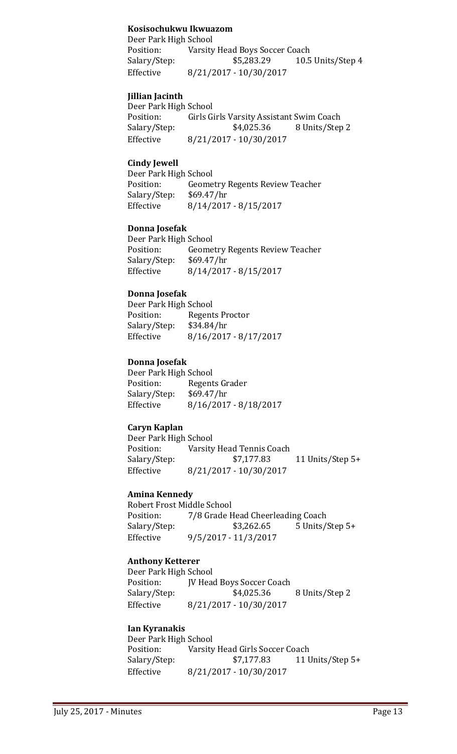**Kosisochukwu Ikwuazom**
Deer Park High School
Position: Varsity Head Boys Soccer Coach
Salary/Step: $5,283.29 10.5 Units/Step 4
Effective 8/21/2017 - 10/30/2017

**Jillian Jacinth**
Deer Park High School
Position: Girls Girls Varsity Assistant Swim Coach
Salary/Step: $4,025.36 8 Units/Step 2
Effective 8/21/2017 - 10/30/2017

**Cindy Jewell**
Deer Park High School
Position: Geometry Regents Review Teacher
Salary/Step: $69.47/hr
Effective 8/14/2017 - 8/15/2017

**Donna Josefak**
Deer Park High School
Position: Geometry Regents Review Teacher
Salary/Step: $69.47/hr
Effective 8/14/2017 - 8/15/2017

**Donna Josefak**
Deer Park High School
Position: Regents Proctor
Salary/Step: $34.84/hr
Effective 8/16/2017 - 8/17/2017

**Donna Josefak**
Deer Park High School
Position: Regents Grader
Salary/Step: $69.47/hr
Effective 8/16/2017 - 8/18/2017

**Caryn Kaplan**
Deer Park High School
Position: Varsity Head Tennis Coach
Salary/Step: $7,177.83 11 Units/Step 5+
Effective 8/21/2017 - 10/30/2017

**Amina Kennedy**
Robert Frost Middle School
Position: 7/8 Grade Head Cheerleading Coach
Salary/Step: $3,262.65 5 Units/Step 5+
Effective 9/5/2017 - 11/3/2017

**Anthony Ketterer**
Deer Park High School
Position: JV Head Boys Soccer Coach
Salary/Step: $4,025.36 8 Units/Step 2
Effective 8/21/2017 - 10/30/2017

**Ian Kyranakis**
Deer Park High School
Position: Varsity Head Girls Soccer Coach
Salary/Step: $7,177.83 11 Units/Step 5+
Effective 8/21/2017 - 10/30/2017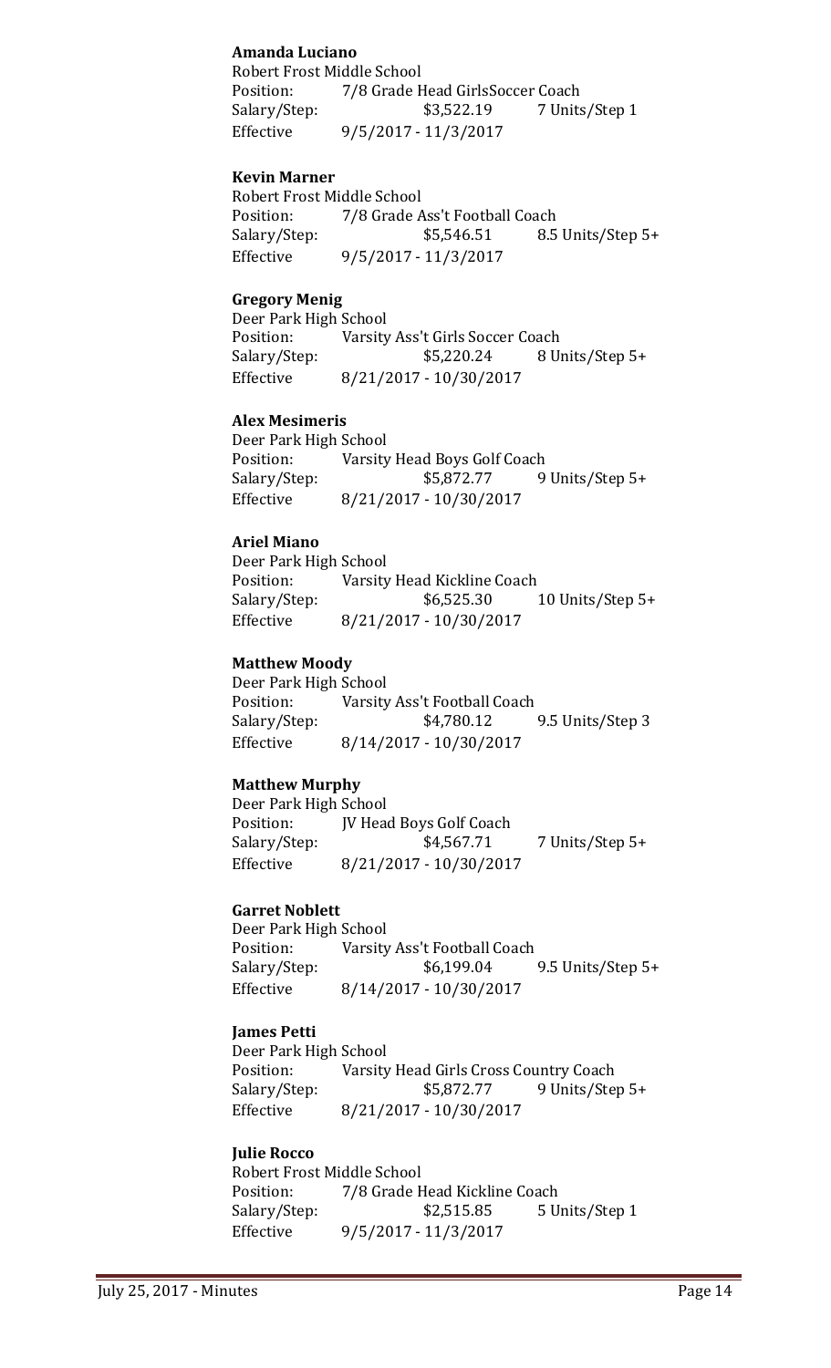**Amanda Luciano**
Robert Frost Middle School
Position: 7/8 Grade Head GirlsSoccer Coach
Salary/Step: $3,522.19 7 Units/Step 1
Effective 9/5/2017 - 11/3/2017

**Kevin Marner**
Robert Frost Middle School
Position: 7/8 Grade Ass't Football Coach
Salary/Step: $5,546.51 8.5 Units/Step 5+
Effective 9/5/2017 - 11/3/2017

**Gregory Menig**
Deer Park High School
Position: Varsity Ass't Girls Soccer Coach
Salary/Step: $5,220.24 8 Units/Step 5+
Effective 8/21/2017 - 10/30/2017

**Alex Mesimeris**
Deer Park High School
Position: Varsity Head Boys Golf Coach
Salary/Step: $5,872.77 9 Units/Step 5+
Effective 8/21/2017 - 10/30/2017

**Ariel Miano**
Deer Park High School
Position: Varsity Head Kickline Coach
Salary/Step: $6,525.30 10 Units/Step 5+
Effective 8/21/2017 - 10/30/2017

**Matthew Moody**
Deer Park High School
Position: Varsity Ass't Football Coach
Salary/Step: $4,780.12 9.5 Units/Step 3
Effective 8/14/2017 - 10/30/2017

**Matthew Murphy**
Deer Park High School
Position: JV Head Boys Golf Coach
Salary/Step: $4,567.71 7 Units/Step 5+
Effective 8/21/2017 - 10/30/2017

**Garret Noblett**
Deer Park High School
Position: Varsity Ass't Football Coach
Salary/Step: $6,199.04 9.5 Units/Step 5+
Effective 8/14/2017 - 10/30/2017

**James Petti**
Deer Park High School
Position: Varsity Head Girls Cross Country Coach
Salary/Step: $5,872.77 9 Units/Step 5+
Effective 8/21/2017 - 10/30/2017

**Julie Rocco**
Robert Frost Middle School
Position: 7/8 Grade Head Kickline Coach
Salary/Step: $2,515.85 5 Units/Step 1
Effective 9/5/2017 - 11/3/2017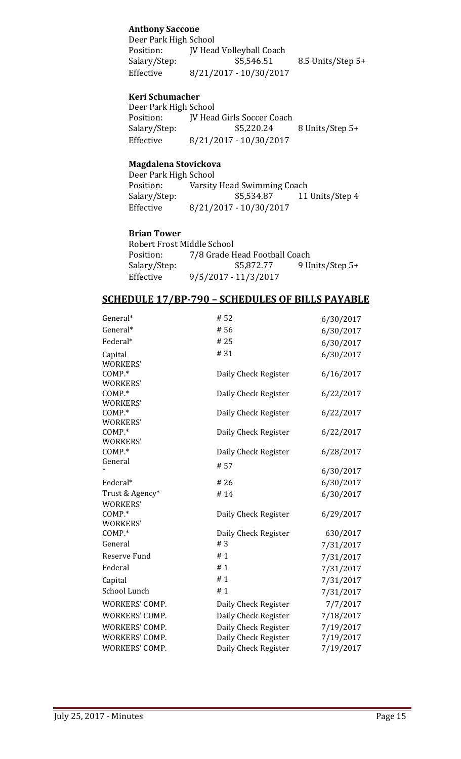**Anthony Saccone**

Deer Park High School

| | | |
|---|---|---|
| Position: | JV Head Volleyball Coach | |
| Salary/Step: | $5,546.51 | 8.5 Units/Step 5+ |
| Effective | 8/21/2017 - 10/30/2017 | |

**Keri Schumacher**

Deer Park High School

| | | |
|---|---|---|
| Position: | JV Head Girls Soccer Coach | |
| Salary/Step: | $5,220.24 | 8 Units/Step 5+ |
| Effective | 8/21/2017 - 10/30/2017 | |

**Magdalena Stovickova**

Deer Park High School

| | | |
|---|---|---|
| Position: | Varsity Head Swimming Coach | |
| Salary/Step: | $5,534.87 | 11 Units/Step 4 |
| Effective | 8/21/2017 - 10/30/2017 | |

**Brian Tower**

Robert Frost Middle School

| | | |
|---|---|---|
| Position: | 7/8 Grade Head Football Coach | |
| Salary/Step: | $5,872.77 | 9 Units/Step 5+ |
| Effective | 9/5/2017 - 11/3/2017 | |

## SCHEDULE 17/BP-790 – SCHEDULES OF BILLS PAYABLE

| | | |
|---|---|---|
| General* | # 52 | 6/30/2017 |
| General* | # 56 | 6/30/2017 |
| Federal* | # 25 | 6/30/2017 |
| Capital | # 31 | 6/30/2017 |
| WORKERS' COMP.* | Daily Check Register | 6/16/2017 |
| WORKERS' COMP.* | Daily Check Register | 6/22/2017 |
| WORKERS' COMP.* | Daily Check Register | 6/22/2017 |
| WORKERS' COMP.* | Daily Check Register | 6/22/2017 |
| WORKERS' COMP.* | Daily Check Register | 6/28/2017 |
| General * | # 57 | 6/30/2017 |
| Federal* | # 26 | 6/30/2017 |
| Trust & Agency* | # 14 | 6/30/2017 |
| WORKERS' COMP.* | Daily Check Register | 6/29/2017 |
| WORKERS' COMP.* | Daily Check Register | 630/2017 |
| General | # 3 | 7/31/2017 |
| Reserve Fund | # 1 | 7/31/2017 |
| Federal | # 1 | 7/31/2017 |
| Capital | # 1 | 7/31/2017 |
| School Lunch | # 1 | 7/31/2017 |
| WORKERS' COMP. | Daily Check Register | 7/7/2017 |
| WORKERS' COMP. | Daily Check Register | 7/18/2017 |
| WORKERS' COMP. | Daily Check Register | 7/19/2017 |
| WORKERS' COMP. | Daily Check Register | 7/19/2017 |
| WORKERS' COMP. | Daily Check Register | 7/19/2017 |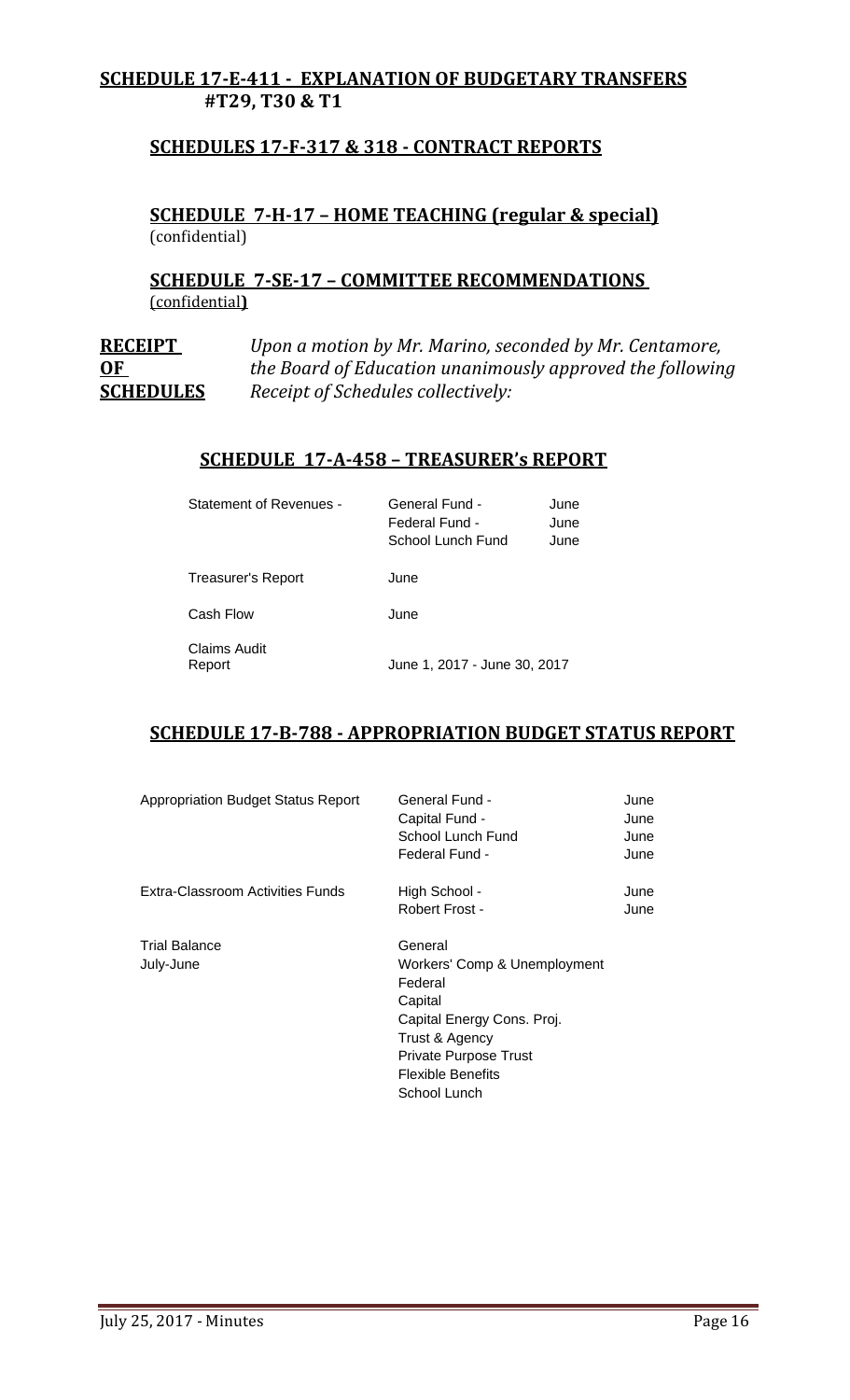**SCHEDULE 17-E-411 - EXPLANATION OF BUDGETARY TRANSFERS #T29, T30 & T1**

**SCHEDULES 17-F-317 & 318 - CONTRACT REPORTS**

**SCHEDULE 7-H-17 – HOME TEACHING (regular & special)**
(confidential)

**SCHEDULE 7-SE-17 – COMMITTEE RECOMMENDATIONS**
(confidential**)**

**RECEIPT OF SCHEDULES** *Upon a motion by Mr. Marino, seconded by Mr. Centamore, the Board of Education unanimously approved the following Receipt of Schedules collectively:*

**SCHEDULE 17-A-458 – TREASURER's REPORT**

| | | |
|---|---|---|
| Statement of Revenues - | General Fund - | June |
| | Federal Fund - | June |
| | School Lunch Fund | June |
| Treasurer's Report | June | |
| Cash Flow | June | |
| Claims Audit Report | June 1, 2017 - June 30, 2017 | |

**SCHEDULE 17-B-788 - APPROPRIATION BUDGET STATUS REPORT**

| | | |
|---|---|---|
| Appropriation Budget Status Report | General Fund - | June |
| | Capital Fund - | June |
| | School Lunch Fund | June |
| | Federal Fund - | June |
| Extra-Classroom Activities Funds | High School - | June |
| | Robert Frost - | June |
| Trial Balance July-June | General | |
| | Workers' Comp & Unemployment | |
| | Federal | |
| | Capital | |
| | Capital Energy Cons. Proj. | |
| | Trust & Agency | |
| | Private Purpose Trust | |
| | Flexible Benefits | |
| | School Lunch | |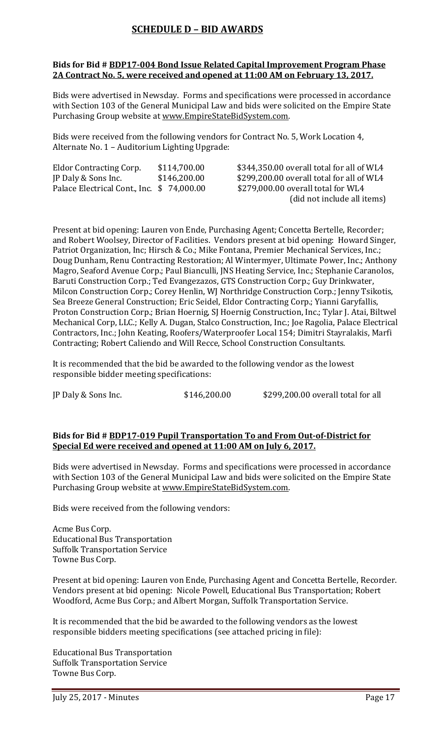## SCHEDULE D – BID AWARDS

**Bids for Bid # BDP17-004 Bond Issue Related Capital Improvement Program Phase 2A Contract No. 5, were received and opened at 11:00 AM on February 13, 2017.**

Bids were advertised in Newsday. Forms and specifications were processed in accordance with Section 103 of the General Municipal Law and bids were solicited on the Empire State Purchasing Group website at www.EmpireStateBidSystem.com.

Bids were received from the following vendors for Contract No. 5, Work Location 4, Alternate No. 1 – Auditorium Lighting Upgrade:

| | | |
|---|---|---|
| Eldor Contracting Corp. | $114,700.00 | $344,350.00 overall total for all of WL4 |
| JP Daly & Sons Inc. | $146,200.00 | $299,200.00 overall total for all of WL4 |
| Palace Electrical Cont., Inc. | $ 74,000.00 | $279,000.00 overall total for WL4 (did not include all items) |

Present at bid opening: Lauren von Ende, Purchasing Agent; Concetta Bertelle, Recorder; and Robert Woolsey, Director of Facilities. Vendors present at bid opening: Howard Singer, Patriot Organization, Inc; Hirsch & Co.; Mike Fontana, Premier Mechanical Services, Inc.; Doug Dunham, Renu Contracting Restoration; Al Wintermyer, Ultimate Power, Inc.; Anthony Magro, Seaford Avenue Corp.; Paul Bianculli, JNS Heating Service, Inc.; Stephanie Caranolos, Baruti Construction Corp.; Ted Evangezazos, GTS Construction Corp.; Guy Drinkwater, Milcon Construction Corp.; Corey Henlin, WJ Northridge Construction Corp.; Jenny Tsikotis, Sea Breeze General Construction; Eric Seidel, Eldor Contracting Corp.; Yianni Garyfallis, Proton Construction Corp.; Brian Hoernig, SJ Hoernig Construction, Inc.; Tylar J. Atai, Biltwel Mechanical Corp, LLC.; Kelly A. Dugan, Stalco Construction, Inc.; Joe Ragolia, Palace Electrical Contractors, Inc.; John Keating, Roofers/Waterproofer Local 154; Dimitri Stayralakis, Marfi Contracting; Robert Caliendo and Will Recce, School Construction Consultants.

It is recommended that the bid be awarded to the following vendor as the lowest responsible bidder meeting specifications:

| | | |
|---|---|---|
| JP Daly & Sons Inc. | $146,200.00 | $299,200.00 overall total for all |

**Bids for Bid # BDP17-019 Pupil Transportation To and From Out-of-District for Special Ed were received and opened at 11:00 AM on July 6, 2017.**

Bids were advertised in Newsday. Forms and specifications were processed in accordance with Section 103 of the General Municipal Law and bids were solicited on the Empire State Purchasing Group website at www.EmpireStateBidSystem.com.

Bids were received from the following vendors:

Acme Bus Corp.
Educational Bus Transportation
Suffolk Transportation Service
Towne Bus Corp.

Present at bid opening: Lauren von Ende, Purchasing Agent and Concetta Bertelle, Recorder. Vendors present at bid opening: Nicole Powell, Educational Bus Transportation; Robert Woodford, Acme Bus Corp.; and Albert Morgan, Suffolk Transportation Service.

It is recommended that the bid be awarded to the following vendors as the lowest responsible bidders meeting specifications (see attached pricing in file):

Educational Bus Transportation
Suffolk Transportation Service
Towne Bus Corp.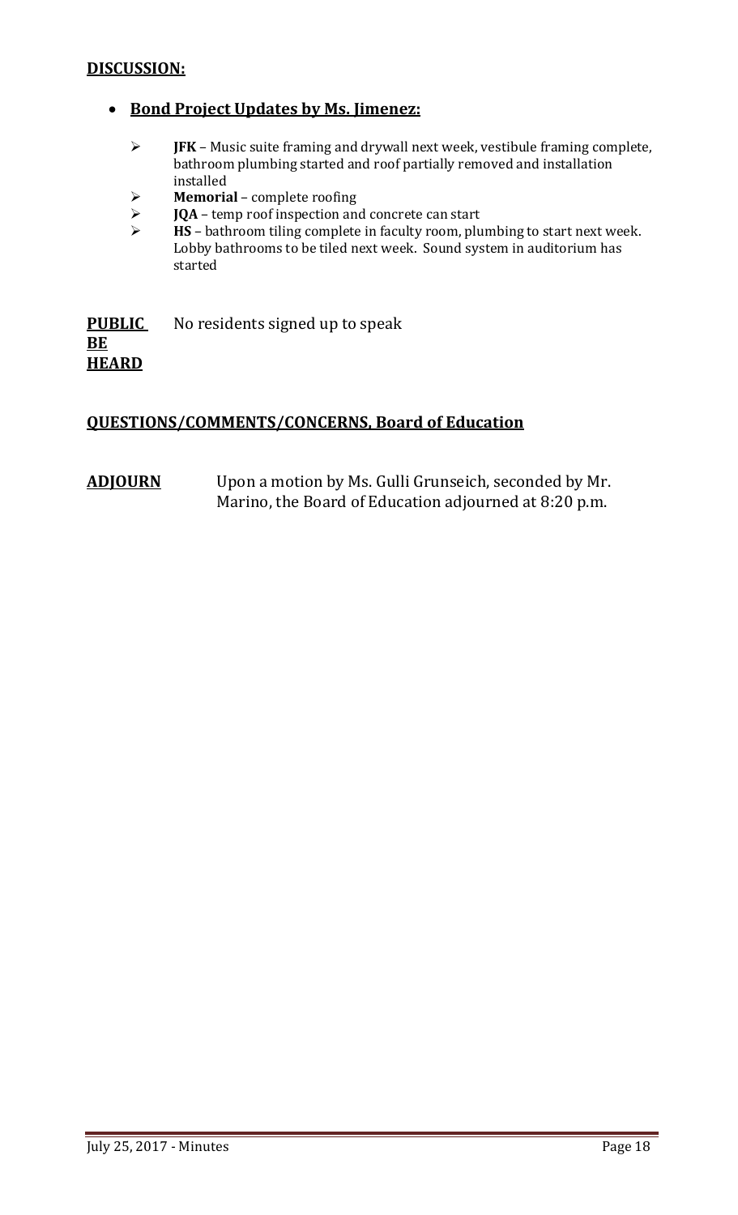**DISCUSSION:**

- **Bond Project Updates by Ms. Jimenez:**

  - **JFK** – Music suite framing and drywall next week, vestibule framing complete, bathroom plumbing started and roof partially removed and installation installed
  - **Memorial** – complete roofing
  - **JQA** – temp roof inspection and concrete can start
  - **HS** – bathroom tiling complete in faculty room, plumbing to start next week. Lobby bathrooms to be tiled next week. Sound system in auditorium has started

**PUBLIC BE HEARD** No residents signed up to speak

**QUESTIONS/COMMENTS/CONCERNS, Board of Education**

**ADJOURN** Upon a motion by Ms. Gulli Grunseich, seconded by Mr. Marino, the Board of Education adjourned at 8:20 p.m.